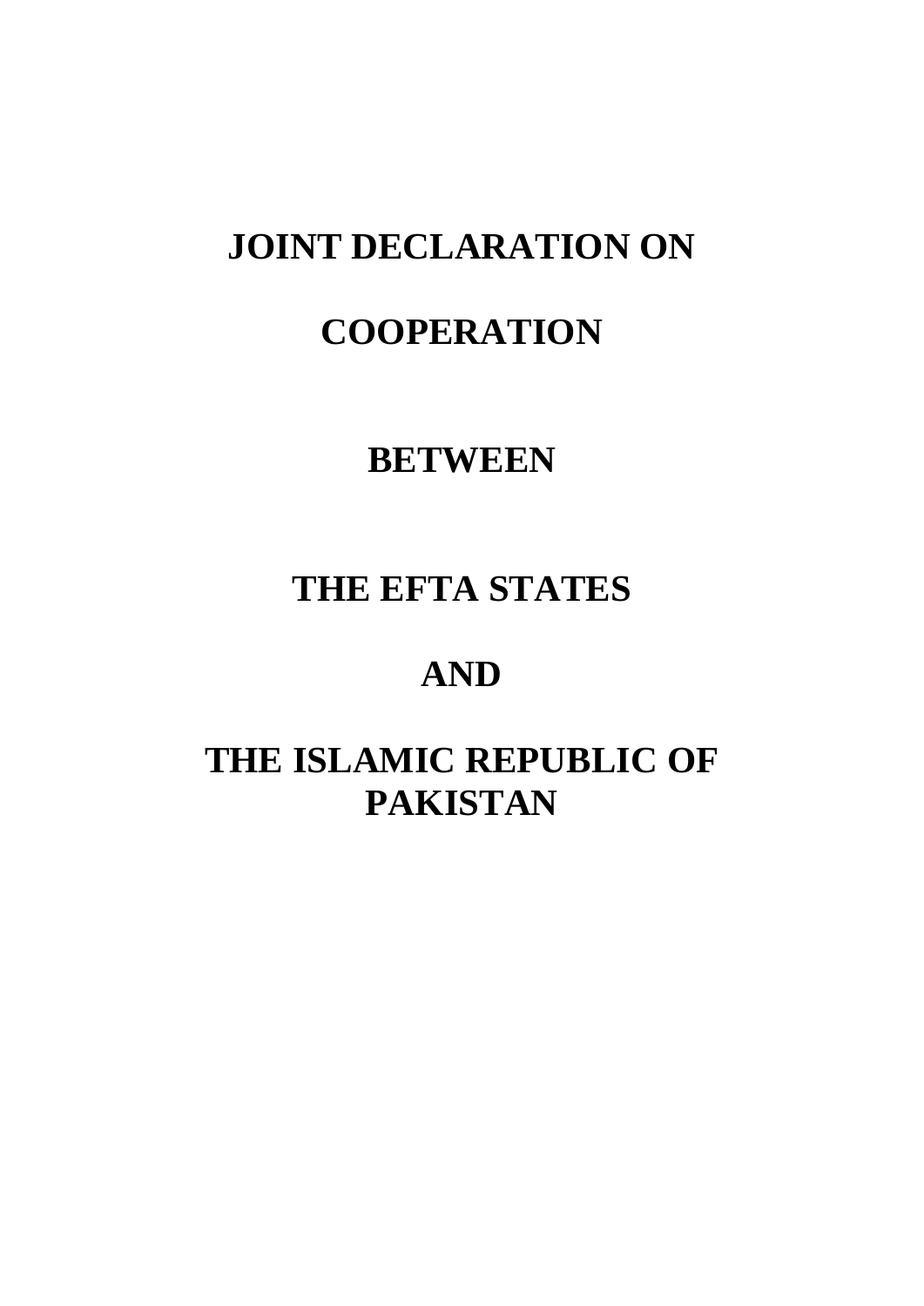# JOINT DECLARATION ON

# COOPERATION

# BETWEEN

# THE EFTA STATES

# AND

# THE ISLAMIC REPUBLIC OF PAKISTAN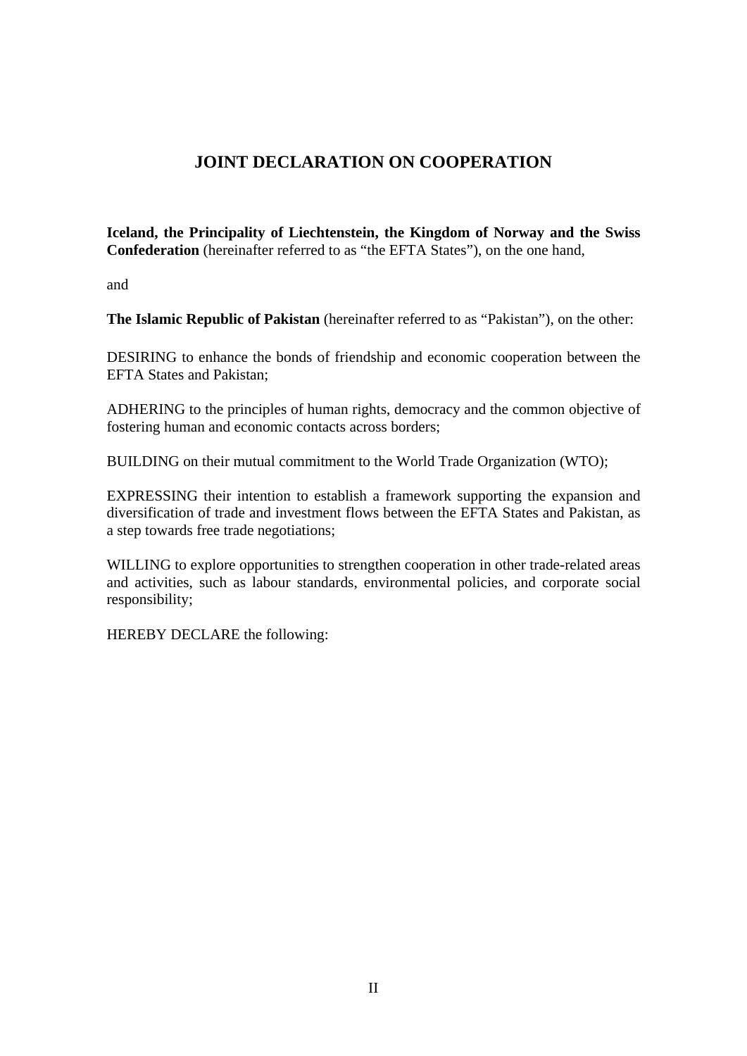# JOINT DECLARATION ON COOPERATION

**Iceland, the Principality of Liechtenstein, the Kingdom of Norway and the Swiss Confederation** (hereinafter referred to as "the EFTA States"), on the one hand,

and

**The Islamic Republic of Pakistan** (hereinafter referred to as "Pakistan"), on the other:

DESIRING to enhance the bonds of friendship and economic cooperation between the EFTA States and Pakistan;

ADHERING to the principles of human rights, democracy and the common objective of fostering human and economic contacts across borders;

BUILDING on their mutual commitment to the World Trade Organization (WTO);

EXPRESSING their intention to establish a framework supporting the expansion and diversification of trade and investment flows between the EFTA States and Pakistan, as a step towards free trade negotiations;

WILLING to explore opportunities to strengthen cooperation in other trade-related areas and activities, such as labour standards, environmental policies, and corporate social responsibility;

HEREBY DECLARE the following: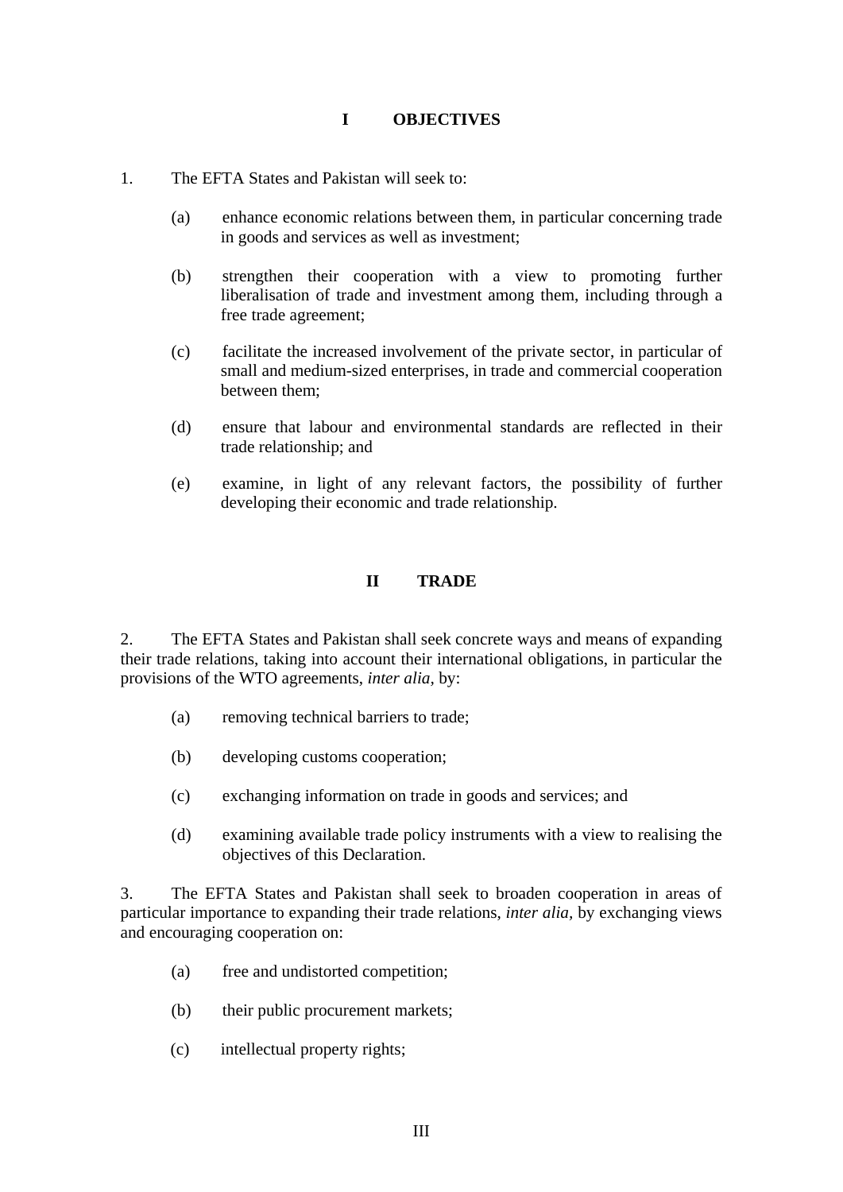## I OBJECTIVES

1. The EFTA States and Pakistan will seek to:

   (a) enhance economic relations between them, in particular concerning trade in goods and services as well as investment;

   (b) strengthen their cooperation with a view to promoting further liberalisation of trade and investment among them, including through a free trade agreement;

   (c) facilitate the increased involvement of the private sector, in particular of small and medium-sized enterprises, in trade and commercial cooperation between them;

   (d) ensure that labour and environmental standards are reflected in their trade relationship; and

   (e) examine, in light of any relevant factors, the possibility of further developing their economic and trade relationship.

## II TRADE

2. The EFTA States and Pakistan shall seek concrete ways and means of expanding their trade relations, taking into account their international obligations, in particular the provisions of the WTO agreements, *inter alia,* by:

   (a) removing technical barriers to trade;

   (b) developing customs cooperation;

   (c) exchanging information on trade in goods and services; and

   (d) examining available trade policy instruments with a view to realising the objectives of this Declaration.

3. The EFTA States and Pakistan shall seek to broaden cooperation in areas of particular importance to expanding their trade relations, *inter alia,* by exchanging views and encouraging cooperation on:

   (a) free and undistorted competition;

   (b) their public procurement markets;

   (c) intellectual property rights;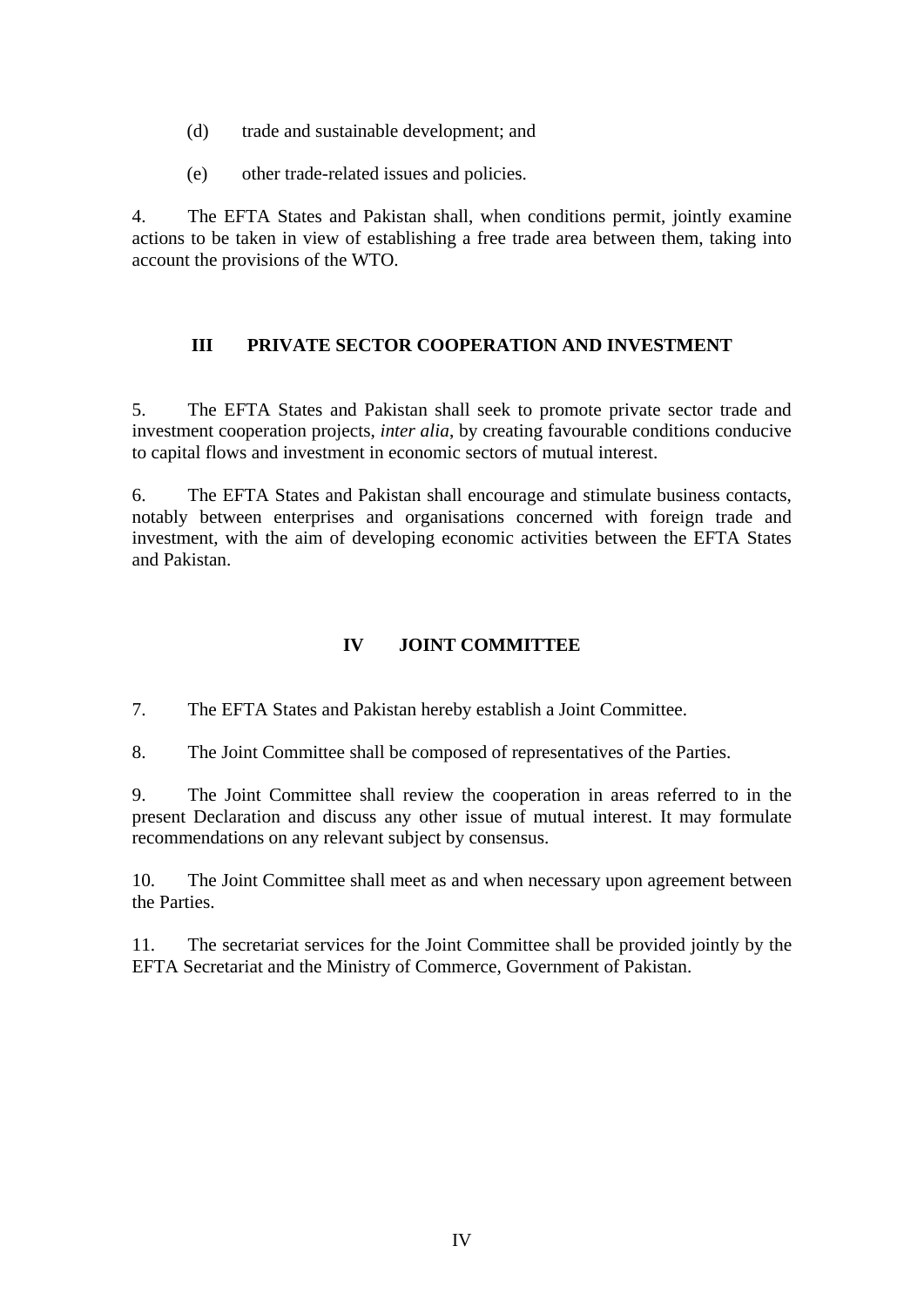(d) trade and sustainable development; and

(e) other trade-related issues and policies.

4. The EFTA States and Pakistan shall, when conditions permit, jointly examine actions to be taken in view of establishing a free trade area between them, taking into account the provisions of the WTO.

## III PRIVATE SECTOR COOPERATION AND INVESTMENT

5. The EFTA States and Pakistan shall seek to promote private sector trade and investment cooperation projects, *inter alia*, by creating favourable conditions conducive to capital flows and investment in economic sectors of mutual interest.

6. The EFTA States and Pakistan shall encourage and stimulate business contacts, notably between enterprises and organisations concerned with foreign trade and investment, with the aim of developing economic activities between the EFTA States and Pakistan.

## IV JOINT COMMITTEE

7. The EFTA States and Pakistan hereby establish a Joint Committee.

8. The Joint Committee shall be composed of representatives of the Parties.

9. The Joint Committee shall review the cooperation in areas referred to in the present Declaration and discuss any other issue of mutual interest. It may formulate recommendations on any relevant subject by consensus.

10. The Joint Committee shall meet as and when necessary upon agreement between the Parties.

11. The secretariat services for the Joint Committee shall be provided jointly by the EFTA Secretariat and the Ministry of Commerce, Government of Pakistan.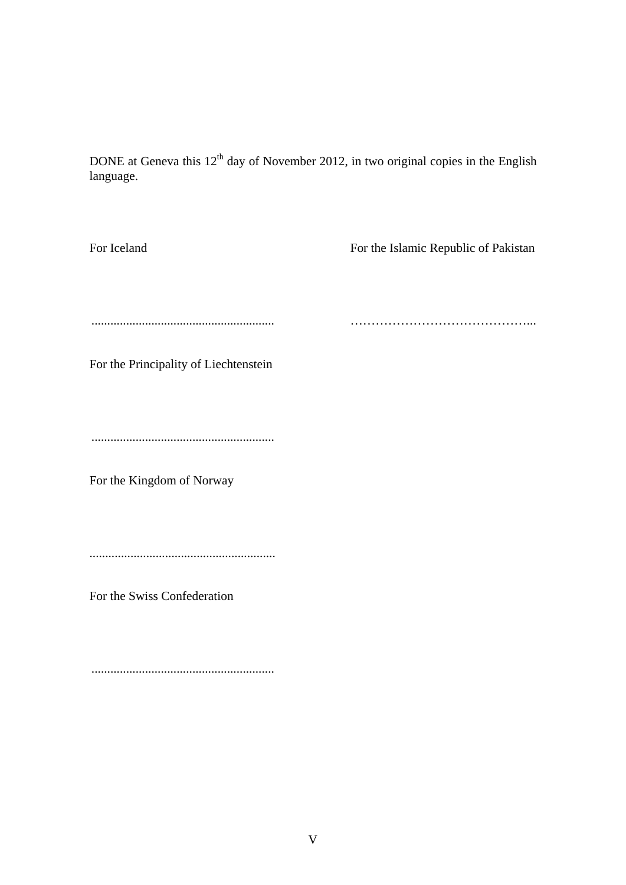DONE at Geneva this 12th day of November 2012, in two original copies in the English language.

For Iceland

..........................................................

For the Islamic Republic of Pakistan

……………………………………...

For the Principality of Liechtenstein

..........................................................

For the Kingdom of Norway

..........................................................

For the Swiss Confederation

..........................................................